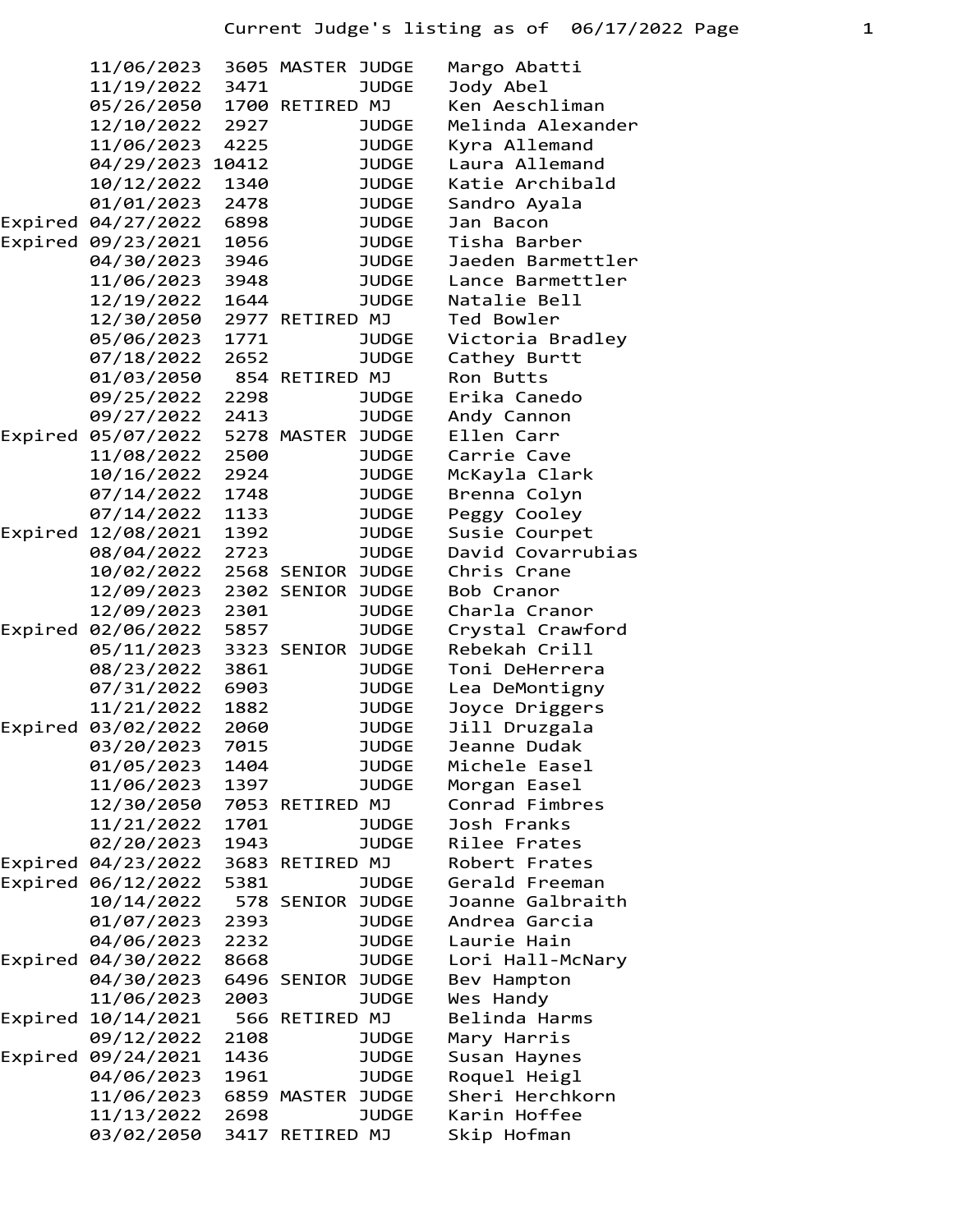# Current Judge's listing as of 06/17/2022

| Status | Date | Number | Title | Name |
|---|---|---|---|---|
| | 11/06/2023 | 3605 | MASTER JUDGE | Margo Abatti |
| | 11/19/2022 | 3471 | JUDGE | Jody Abel |
| | 05/26/2050 | 1700 | RETIRED MJ | Ken Aeschliman |
| | 12/10/2022 | 2927 | JUDGE | Melinda Alexander |
| | 11/06/2023 | 4225 | JUDGE | Kyra Allemand |
| | 04/29/2023 | 10412 | JUDGE | Laura Allemand |
| | 10/12/2022 | 1340 | JUDGE | Katie Archibald |
| | 01/01/2023 | 2478 | JUDGE | Sandro Ayala |
| Expired | 04/27/2022 | 6898 | JUDGE | Jan Bacon |
| Expired | 09/23/2021 | 1056 | JUDGE | Tisha Barber |
| | 04/30/2023 | 3946 | JUDGE | Jaeden Barmettler |
| | 11/06/2023 | 3948 | JUDGE | Lance Barmettler |
| | 12/19/2022 | 1644 | JUDGE | Natalie Bell |
| | 12/30/2050 | 2977 | RETIRED MJ | Ted Bowler |
| | 05/06/2023 | 1771 | JUDGE | Victoria Bradley |
| | 07/18/2022 | 2652 | JUDGE | Cathey Burtt |
| | 01/03/2050 | 854 | RETIRED MJ | Ron Butts |
| | 09/25/2022 | 2298 | JUDGE | Erika Canedo |
| | 09/27/2022 | 2413 | JUDGE | Andy Cannon |
| Expired | 05/07/2022 | 5278 | MASTER JUDGE | Ellen Carr |
| | 11/08/2022 | 2500 | JUDGE | Carrie Cave |
| | 10/16/2022 | 2924 | JUDGE | McKayla Clark |
| | 07/14/2022 | 1748 | JUDGE | Brenna Colyn |
| | 07/14/2022 | 1133 | JUDGE | Peggy Cooley |
| Expired | 12/08/2021 | 1392 | JUDGE | Susie Courpet |
| | 08/04/2022 | 2723 | JUDGE | David Covarrubias |
| | 10/02/2022 | 2568 | SENIOR JUDGE | Chris Crane |
| | 12/09/2023 | 2302 | SENIOR JUDGE | Bob Cranor |
| | 12/09/2023 | 2301 | JUDGE | Charla Cranor |
| Expired | 02/06/2022 | 5857 | JUDGE | Crystal Crawford |
| | 05/11/2023 | 3323 | SENIOR JUDGE | Rebekah Crill |
| | 08/23/2022 | 3861 | JUDGE | Toni DeHerrera |
| | 07/31/2022 | 6903 | JUDGE | Lea DeMontigny |
| | 11/21/2022 | 1882 | JUDGE | Joyce Driggers |
| Expired | 03/02/2022 | 2060 | JUDGE | Jill Druzgala |
| | 03/20/2023 | 7015 | JUDGE | Jeanne Dudak |
| | 01/05/2023 | 1404 | JUDGE | Michele Easel |
| | 11/06/2023 | 1397 | JUDGE | Morgan Easel |
| | 12/30/2050 | 7053 | RETIRED MJ | Conrad Fimbres |
| | 11/21/2022 | 1701 | JUDGE | Josh Franks |
| | 02/20/2023 | 1943 | JUDGE | Rilee Frates |
| Expired | 04/23/2022 | 3683 | RETIRED MJ | Robert Frates |
| Expired | 06/12/2022 | 5381 | JUDGE | Gerald Freeman |
| | 10/14/2022 | 578 | SENIOR JUDGE | Joanne Galbraith |
| | 01/07/2023 | 2393 | JUDGE | Andrea Garcia |
| | 04/06/2023 | 2232 | JUDGE | Laurie Hain |
| Expired | 04/30/2022 | 8668 | JUDGE | Lori Hall-McNary |
| | 04/30/2023 | 6496 | SENIOR JUDGE | Bev Hampton |
| | 11/06/2023 | 2003 | JUDGE | Wes Handy |
| Expired | 10/14/2021 | 566 | RETIRED MJ | Belinda Harms |
| | 09/12/2022 | 2108 | JUDGE | Mary Harris |
| Expired | 09/24/2021 | 1436 | JUDGE | Susan Haynes |
| | 04/06/2023 | 1961 | JUDGE | Roquel Heigl |
| | 11/06/2023 | 6859 | MASTER JUDGE | Sheri Herchkorn |
| | 11/13/2022 | 2698 | JUDGE | Karin Hoffee |
| | 03/02/2050 | 3417 | RETIRED MJ | Skip Hofman |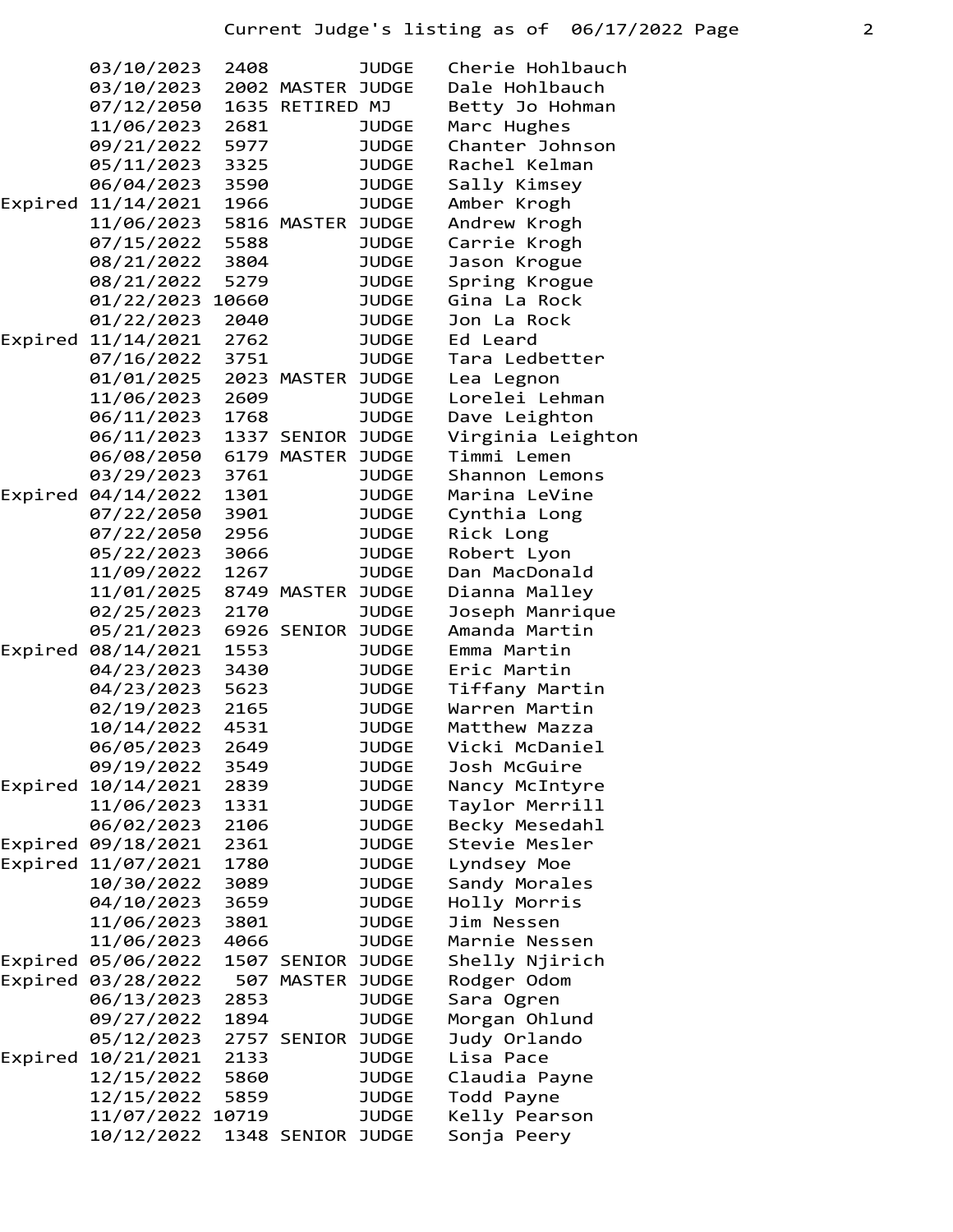| Status | Expiration | Number | Level | Title | Name |
|---|---|---|---|---|---|
| | 03/10/2023 | 2408 | | JUDGE | Cherie Hohlbauch |
| | 03/10/2023 | 2002 | MASTER | JUDGE | Dale Hohlbauch |
| | 07/12/2050 | 1635 | RETIRED | MJ | Betty Jo Hohman |
| | 11/06/2023 | 2681 | | JUDGE | Marc Hughes |
| | 09/21/2022 | 5977 | | JUDGE | Chanter Johnson |
| | 05/11/2023 | 3325 | | JUDGE | Rachel Kelman |
| | 06/04/2023 | 3590 | | JUDGE | Sally Kimsey |
| Expired | 11/14/2021 | 1966 | | JUDGE | Amber Krogh |
| | 11/06/2023 | 5816 | MASTER | JUDGE | Andrew Krogh |
| | 07/15/2022 | 5588 | | JUDGE | Carrie Krogh |
| | 08/21/2022 | 3804 | | JUDGE | Jason Krogue |
| | 08/21/2022 | 5279 | | JUDGE | Spring Krogue |
| | 01/22/2023 | 10660 | | JUDGE | Gina La Rock |
| | 01/22/2023 | 2040 | | JUDGE | Jon La Rock |
| Expired | 11/14/2021 | 2762 | | JUDGE | Ed Leard |
| | 07/16/2022 | 3751 | | JUDGE | Tara Ledbetter |
| | 01/01/2025 | 2023 | MASTER | JUDGE | Lea Legnon |
| | 11/06/2023 | 2609 | | JUDGE | Lorelei Lehman |
| | 06/11/2023 | 1768 | | JUDGE | Dave Leighton |
| | 06/11/2023 | 1337 | SENIOR | JUDGE | Virginia Leighton |
| | 06/08/2050 | 6179 | MASTER | JUDGE | Timmi Lemen |
| | 03/29/2023 | 3761 | | JUDGE | Shannon Lemons |
| Expired | 04/14/2022 | 1301 | | JUDGE | Marina LeVine |
| | 07/22/2050 | 3901 | | JUDGE | Cynthia Long |
| | 07/22/2050 | 2956 | | JUDGE | Rick Long |
| | 05/22/2023 | 3066 | | JUDGE | Robert Lyon |
| | 11/09/2022 | 1267 | | JUDGE | Dan MacDonald |
| | 11/01/2025 | 8749 | MASTER | JUDGE | Dianna Malley |
| | 02/25/2023 | 2170 | | JUDGE | Joseph Manrique |
| | 05/21/2023 | 6926 | SENIOR | JUDGE | Amanda Martin |
| Expired | 08/14/2021 | 1553 | | JUDGE | Emma Martin |
| | 04/23/2023 | 3430 | | JUDGE | Eric Martin |
| | 04/23/2023 | 5623 | | JUDGE | Tiffany Martin |
| | 02/19/2023 | 2165 | | JUDGE | Warren Martin |
| | 10/14/2022 | 4531 | | JUDGE | Matthew Mazza |
| | 06/05/2023 | 2649 | | JUDGE | Vicki McDaniel |
| | 09/19/2022 | 3549 | | JUDGE | Josh McGuire |
| Expired | 10/14/2021 | 2839 | | JUDGE | Nancy McIntyre |
| | 11/06/2023 | 1331 | | JUDGE | Taylor Merrill |
| | 06/02/2023 | 2106 | | JUDGE | Becky Mesedahl |
| Expired | 09/18/2021 | 2361 | | JUDGE | Stevie Mesler |
| Expired | 11/07/2021 | 1780 | | JUDGE | Lyndsey Moe |
| | 10/30/2022 | 3089 | | JUDGE | Sandy Morales |
| | 04/10/2023 | 3659 | | JUDGE | Holly Morris |
| | 11/06/2023 | 3801 | | JUDGE | Jim Nessen |
| | 11/06/2023 | 4066 | | JUDGE | Marnie Nessen |
| Expired | 05/06/2022 | 1507 | SENIOR | JUDGE | Shelly Njirich |
| Expired | 03/28/2022 | 507 | MASTER | JUDGE | Rodger Odom |
| | 06/13/2023 | 2853 | | JUDGE | Sara Ogren |
| | 09/27/2022 | 1894 | | JUDGE | Morgan Ohlund |
| | 05/12/2023 | 2757 | SENIOR | JUDGE | Judy Orlando |
| Expired | 10/21/2021 | 2133 | | JUDGE | Lisa Pace |
| | 12/15/2022 | 5860 | | JUDGE | Claudia Payne |
| | 12/15/2022 | 5859 | | JUDGE | Todd Payne |
| | 11/07/2022 | 10719 | | JUDGE | Kelly Pearson |
| | 10/12/2022 | 1348 | SENIOR | JUDGE | Sonja Peery |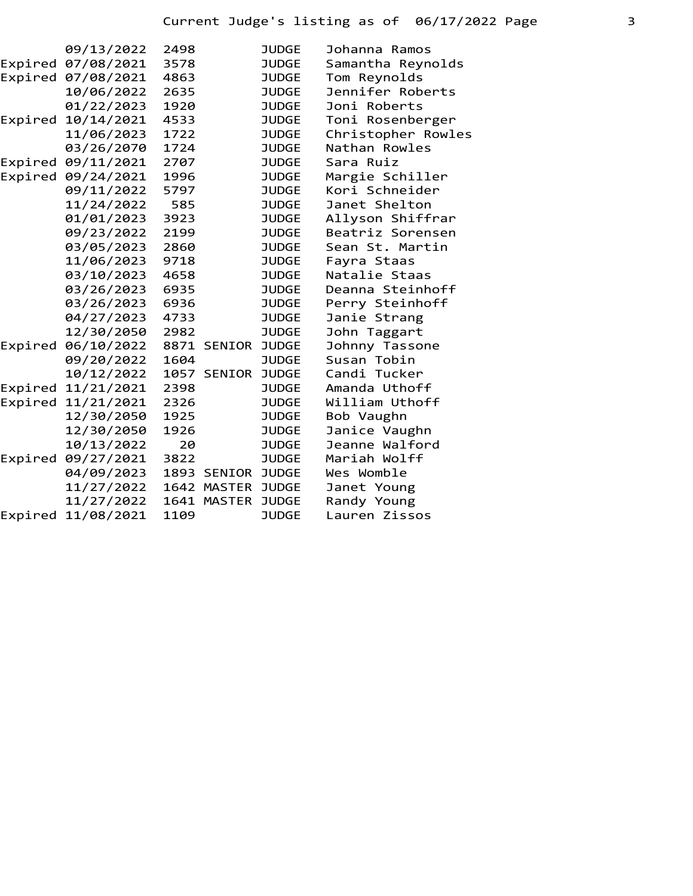| | | | | | |
|---|---|---|---|---|---|
| | 09/13/2022 | 2498 | | JUDGE | Johanna Ramos |
| Expired | 07/08/2021 | 3578 | | JUDGE | Samantha Reynolds |
| Expired | 07/08/2021 | 4863 | | JUDGE | Tom Reynolds |
| | 10/06/2022 | 2635 | | JUDGE | Jennifer Roberts |
| | 01/22/2023 | 1920 | | JUDGE | Joni Roberts |
| Expired | 10/14/2021 | 4533 | | JUDGE | Toni Rosenberger |
| | 11/06/2023 | 1722 | | JUDGE | Christopher Rowles |
| | 03/26/2070 | 1724 | | JUDGE | Nathan Rowles |
| Expired | 09/11/2021 | 2707 | | JUDGE | Sara Ruiz |
| Expired | 09/24/2021 | 1996 | | JUDGE | Margie Schiller |
| | 09/11/2022 | 5797 | | JUDGE | Kori Schneider |
| | 11/24/2022 | 585 | | JUDGE | Janet Shelton |
| | 01/01/2023 | 3923 | | JUDGE | Allyson Shiffrar |
| | 09/23/2022 | 2199 | | JUDGE | Beatriz Sorensen |
| | 03/05/2023 | 2860 | | JUDGE | Sean St. Martin |
| | 11/06/2023 | 9718 | | JUDGE | Fayra Staas |
| | 03/10/2023 | 4658 | | JUDGE | Natalie Staas |
| | 03/26/2023 | 6935 | | JUDGE | Deanna Steinhoff |
| | 03/26/2023 | 6936 | | JUDGE | Perry Steinhoff |
| | 04/27/2023 | 4733 | | JUDGE | Janie Strang |
| | 12/30/2050 | 2982 | | JUDGE | John Taggart |
| Expired | 06/10/2022 | 8871 | SENIOR | JUDGE | Johnny Tassone |
| | 09/20/2022 | 1604 | | JUDGE | Susan Tobin |
| | 10/12/2022 | 1057 | SENIOR | JUDGE | Candi Tucker |
| Expired | 11/21/2021 | 2398 | | JUDGE | Amanda Uthoff |
| Expired | 11/21/2021 | 2326 | | JUDGE | William Uthoff |
| | 12/30/2050 | 1925 | | JUDGE | Bob Vaughn |
| | 12/30/2050 | 1926 | | JUDGE | Janice Vaughn |
| | 10/13/2022 | 20 | | JUDGE | Jeanne Walford |
| Expired | 09/27/2021 | 3822 | | JUDGE | Mariah Wolff |
| | 04/09/2023 | 1893 | SENIOR | JUDGE | Wes Womble |
| | 11/27/2022 | 1642 | MASTER | JUDGE | Janet Young |
| | 11/27/2022 | 1641 | MASTER | JUDGE | Randy Young |
| Expired | 11/08/2021 | 1109 | | JUDGE | Lauren Zissos |